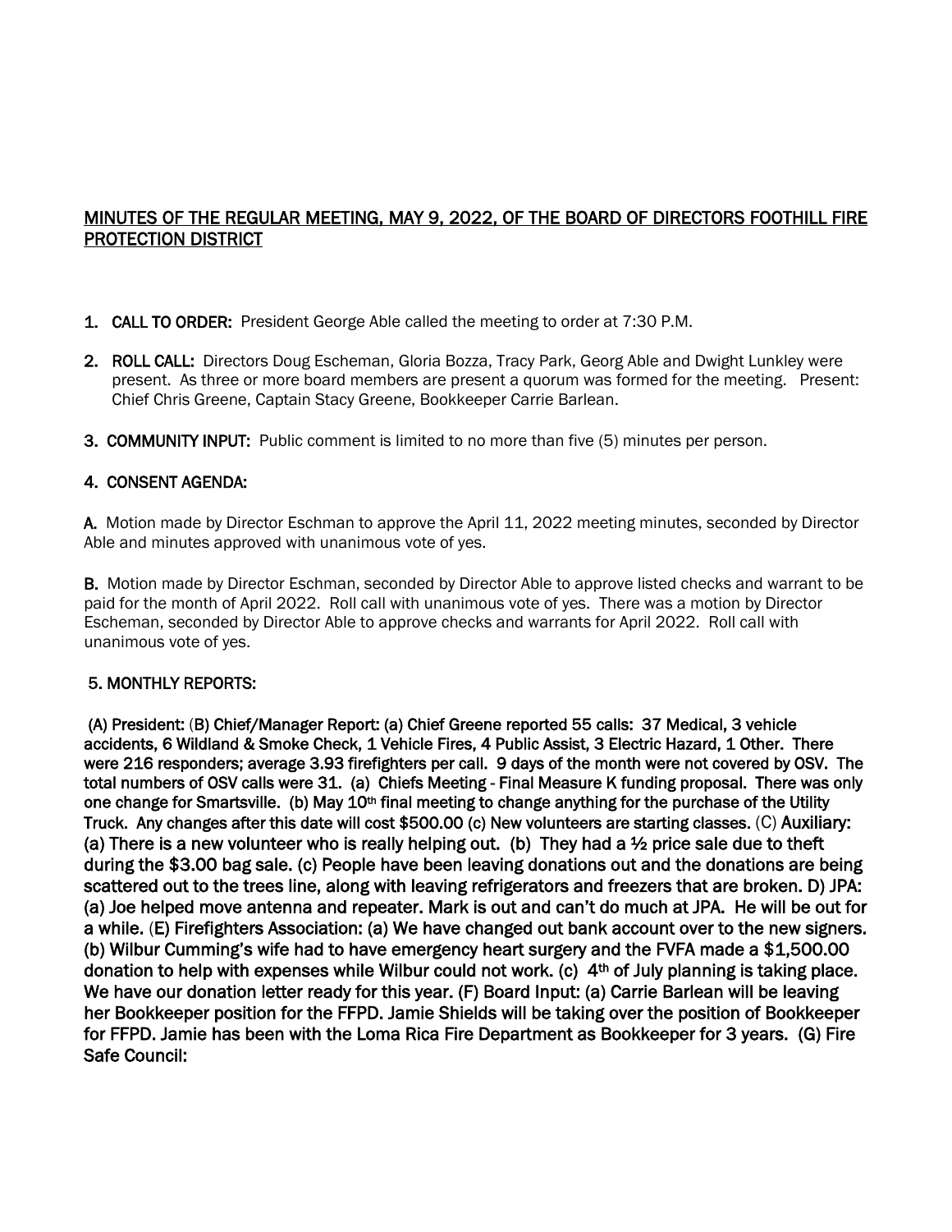# MINUTES OF THE REGULAR MEETING, MAY 9, 2022, OF THE BOARD OF DIRECTORS FOOTHILL FIRE PROTECTION DISTRICT

1. **CALL TO ORDER:** President George Able called the meeting to order at 7:30 P.M.

2. **ROLL CALL:** Directors Doug Escheman, Gloria Bozza, Tracy Park, Georg Able and Dwight Lunkley were present. As three or more board members are present a quorum was formed for the meeting. Present: Chief Chris Greene, Captain Stacy Greene, Bookkeeper Carrie Barlean.

3. **COMMUNITY INPUT:** Public comment is limited to no more than five (5) minutes per person.

## 4. CONSENT AGENDA:

**A.** Motion made by Director Eschman to approve the April 11, 2022 meeting minutes, seconded by Director Able and minutes approved with unanimous vote of yes.

**B.** Motion made by Director Eschman, seconded by Director Able to approve listed checks and warrant to be paid for the month of April 2022. Roll call with unanimous vote of yes. There was a motion by Director Escheman, seconded by Director Able to approve checks and warrants for April 2022. Roll call with unanimous vote of yes.

## 5. MONTHLY REPORTS:

**(A) President: (B) Chief/Manager Report: (a) Chief Greene reported 55 calls: 37 Medical, 3 vehicle accidents, 6 Wildland & Smoke Check, 1 Vehicle Fires, 4 Public Assist, 3 Electric Hazard, 1 Other. There were 216 responders; average 3.93 firefighters per call. 9 days of the month were not covered by OSV. The total numbers of OSV calls were 31. (a) Chiefs Meeting - Final Measure K funding proposal. There was only one change for Smartsville. (b) May 10th final meeting to change anything for the purchase of the Utility Truck. Any changes after this date will cost $500.00 (c) New volunteers are starting classes.** (C) **Auxiliary: (a) There is a new volunteer who is really helping out. (b) They had a ½ price sale due to theft during the $3.00 bag sale. (c) People have been leaving donations out and the donations are being scattered out to the trees line, along with leaving refrigerators and freezers that are broken. D) JPA: (a) Joe helped move antenna and repeater. Mark is out and can't do much at JPA. He will be out for a while.** (E) **Firefighters Association: (a) We have changed out bank account over to the new signers. (b) Wilbur Cumming's wife had to have emergency heart surgery and the FVFA made a $1,500.00 donation to help with expenses while Wilbur could not work. (c) 4th of July planning is taking place. We have our donation letter ready for this year. (F) Board Input: (a) Carrie Barlean will be leaving her Bookkeeper position for the FFPD. Jamie Shields will be taking over the position of Bookkeeper for FFPD. Jamie has been with the Loma Rica Fire Department as Bookkeeper for 3 years. (G) Fire Safe Council:**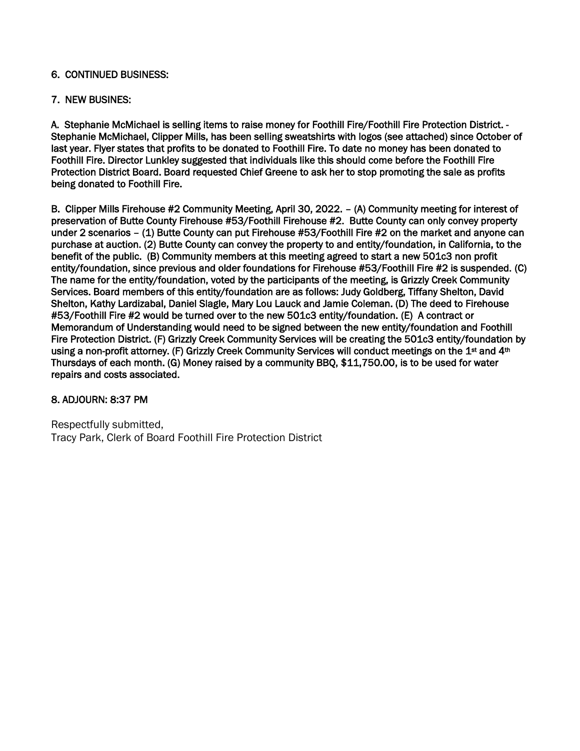6. CONTINUED BUSINESS:

7. NEW BUSINES:

A. Stephanie McMichael is selling items to raise money for Foothill Fire/Foothill Fire Protection District. - Stephanie McMichael, Clipper Mills, has been selling sweatshirts with logos (see attached) since October of last year. Flyer states that profits to be donated to Foothill Fire. To date no money has been donated to Foothill Fire. Director Lunkley suggested that individuals like this should come before the Foothill Fire Protection District Board. Board requested Chief Greene to ask her to stop promoting the sale as profits being donated to Foothill Fire.

B. Clipper Mills Firehouse #2 Community Meeting, April 30, 2022. – (A) Community meeting for interest of preservation of Butte County Firehouse #53/Foothill Firehouse #2. Butte County can only convey property under 2 scenarios – (1) Butte County can put Firehouse #53/Foothill Fire #2 on the market and anyone can purchase at auction. (2) Butte County can convey the property to and entity/foundation, in California, to the benefit of the public. (B) Community members at this meeting agreed to start a new 501c3 non profit entity/foundation, since previous and older foundations for Firehouse #53/Foothill Fire #2 is suspended. (C) The name for the entity/foundation, voted by the participants of the meeting, is Grizzly Creek Community Services. Board members of this entity/foundation are as follows: Judy Goldberg, Tiffany Shelton, David Shelton, Kathy Lardizabal, Daniel Slagle, Mary Lou Lauck and Jamie Coleman. (D) The deed to Firehouse #53/Foothill Fire #2 would be turned over to the new 501c3 entity/foundation. (E) A contract or Memorandum of Understanding would need to be signed between the new entity/foundation and Foothill Fire Protection District. (F) Grizzly Creek Community Services will be creating the 501c3 entity/foundation by using a non-profit attorney. (F) Grizzly Creek Community Services will conduct meetings on the 1st and 4th Thursdays of each month. (G) Money raised by a community BBQ, $11,750.00, is to be used for water repairs and costs associated.

8. ADJOURN: 8:37 PM

Respectfully submitted,
Tracy Park, Clerk of Board Foothill Fire Protection District